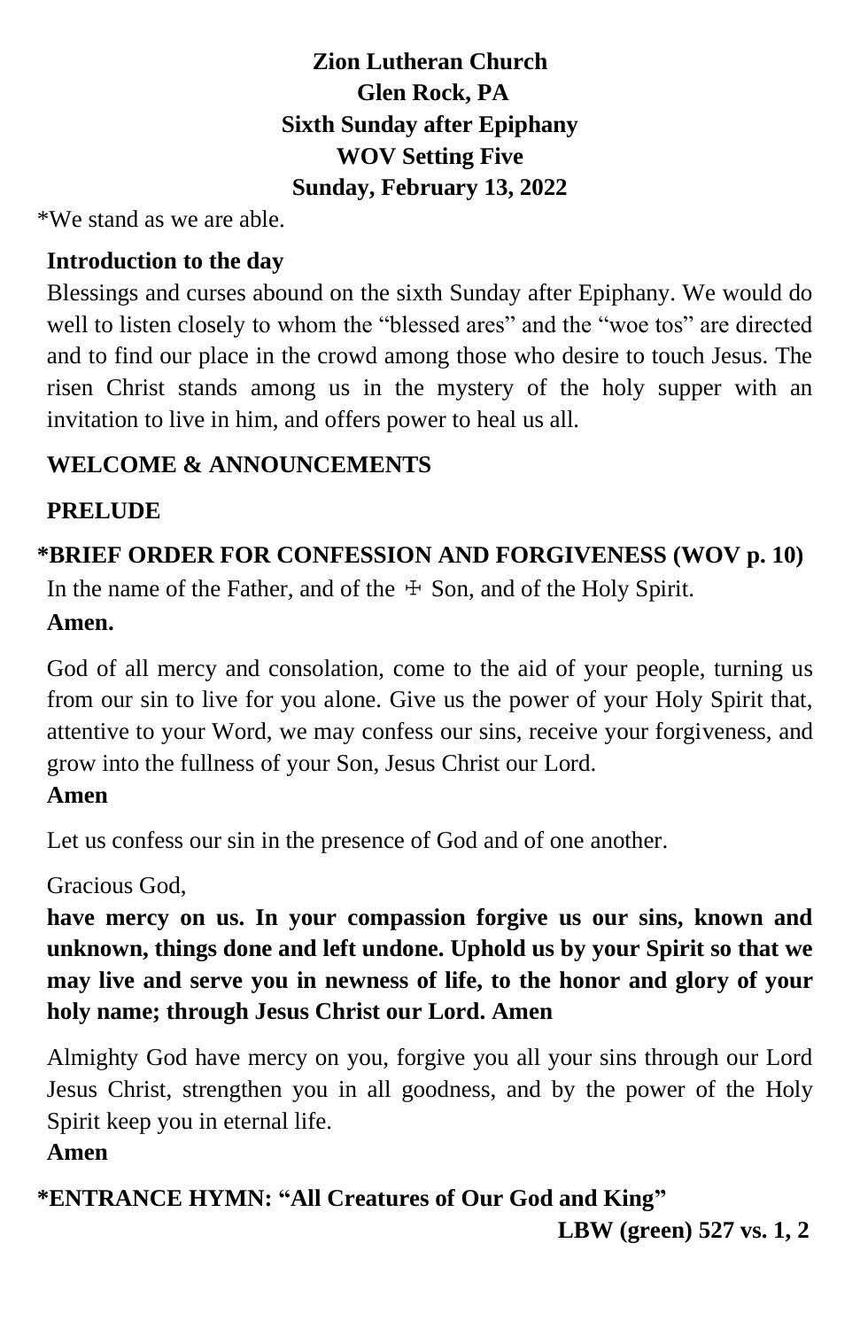**Zion Lutheran Church**
**Glen Rock, PA**
**Sixth Sunday after Epiphany**
**WOV Setting Five**
**Sunday, February 13, 2022**

*We stand as we are able.

**Introduction to the day**

Blessings and curses abound on the sixth Sunday after Epiphany. We would do well to listen closely to whom the "blessed ares" and the "woe tos" are directed and to find our place in the crowd among those who desire to touch Jesus. The risen Christ stands among us in the mystery of the holy supper with an invitation to live in him, and offers power to heal us all.

**WELCOME & ANNOUNCEMENTS**

**PRELUDE**

**\*BRIEF ORDER FOR CONFESSION AND FORGIVENESS (WOV p. 10)**

In the name of the Father, and of the ☩ Son, and of the Holy Spirit.

**Amen.**

God of all mercy and consolation, come to the aid of your people, turning us from our sin to live for you alone. Give us the power of your Holy Spirit that, attentive to your Word, we may confess our sins, receive your forgiveness, and grow into the fullness of your Son, Jesus Christ our Lord.

**Amen**

Let us confess our sin in the presence of God and of one another.

Gracious God,

**have mercy on us. In your compassion forgive us our sins, known and unknown, things done and left undone. Uphold us by your Spirit so that we may live and serve you in newness of life, to the honor and glory of your holy name; through Jesus Christ our Lord. Amen**

Almighty God have mercy on you, forgive you all your sins through our Lord Jesus Christ, strengthen you in all goodness, and by the power of the Holy Spirit keep you in eternal life.

**Amen**

**\*ENTRANCE HYMN: "All Creatures of Our God and King"**

**LBW (green) 527 vs. 1, 2**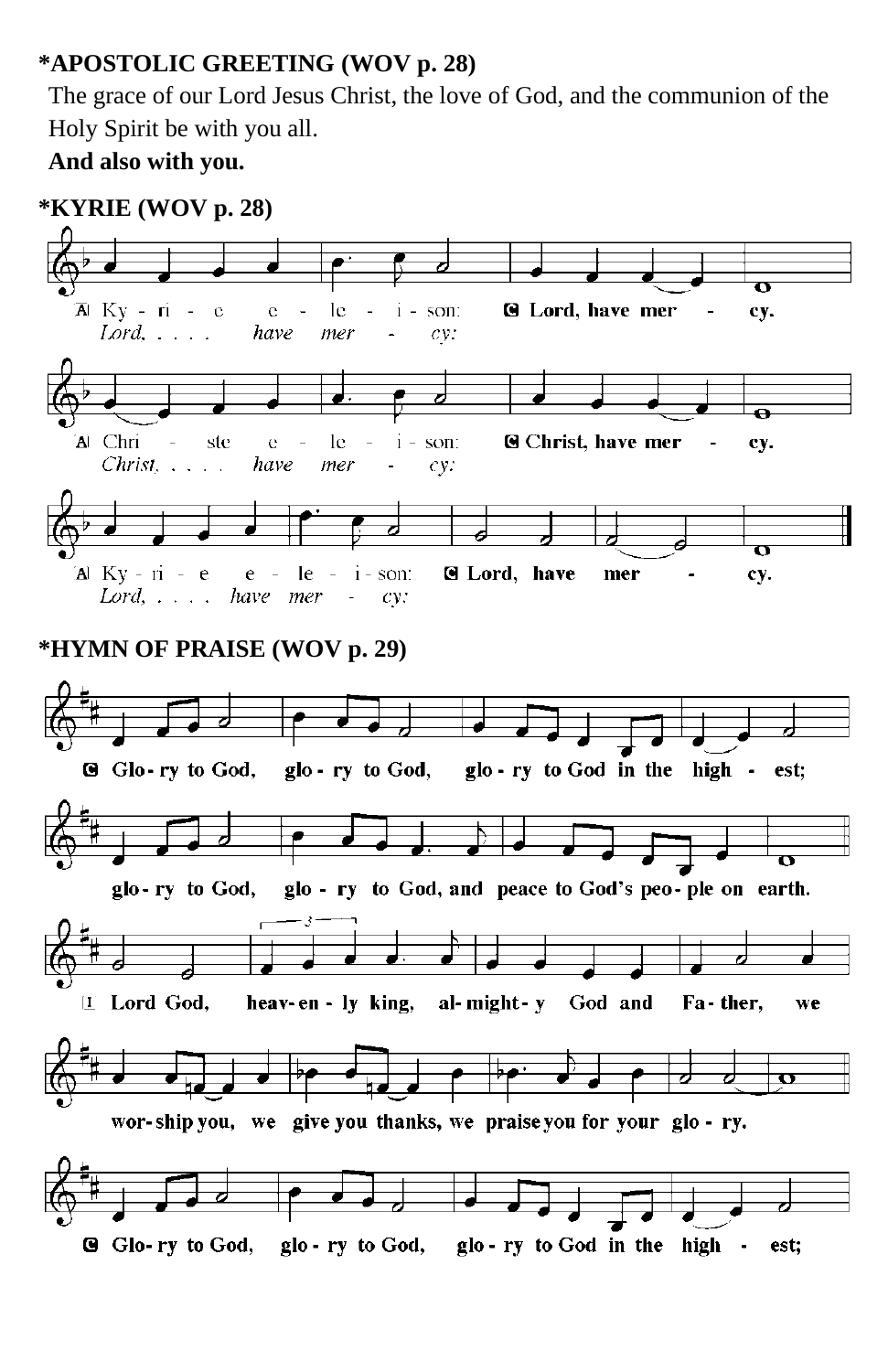**\*APOSTOLIC GREETING (WOV p. 28)**

The grace of our Lord Jesus Christ, the love of God, and the communion of the Holy Spirit be with you all.

**And also with you.**

**\*KYRIE (WOV p. 28)**

A Ky - ri - e e - le - i - son: **C Lord, have mer - cy.**
*Lord, . . . . have mer - cy:*

A Chri - ste e - le - i - son: **C Christ, have mer - cy.**
*Christ, . . . . have mer - cy:*

A Ky - ri - e e - le - i - son: **C Lord, have mer - cy.**
*Lord, . . . . have mer - cy:*

**\*HYMN OF PRAISE (WOV p. 29)**

**C Glo - ry to God, glo - ry to God, glo - ry to God in the high - est;**

**glo - ry to God, glo - ry to God, and peace to God's peo - ple on earth.**

**1 Lord God, heav - en - ly king, al - might - y God and Fa - ther, we**

**wor - ship you, we give you thanks, we praise you for your glo - ry.**

**C Glo - ry to God, glo - ry to God, glo - ry to God in the high - est;**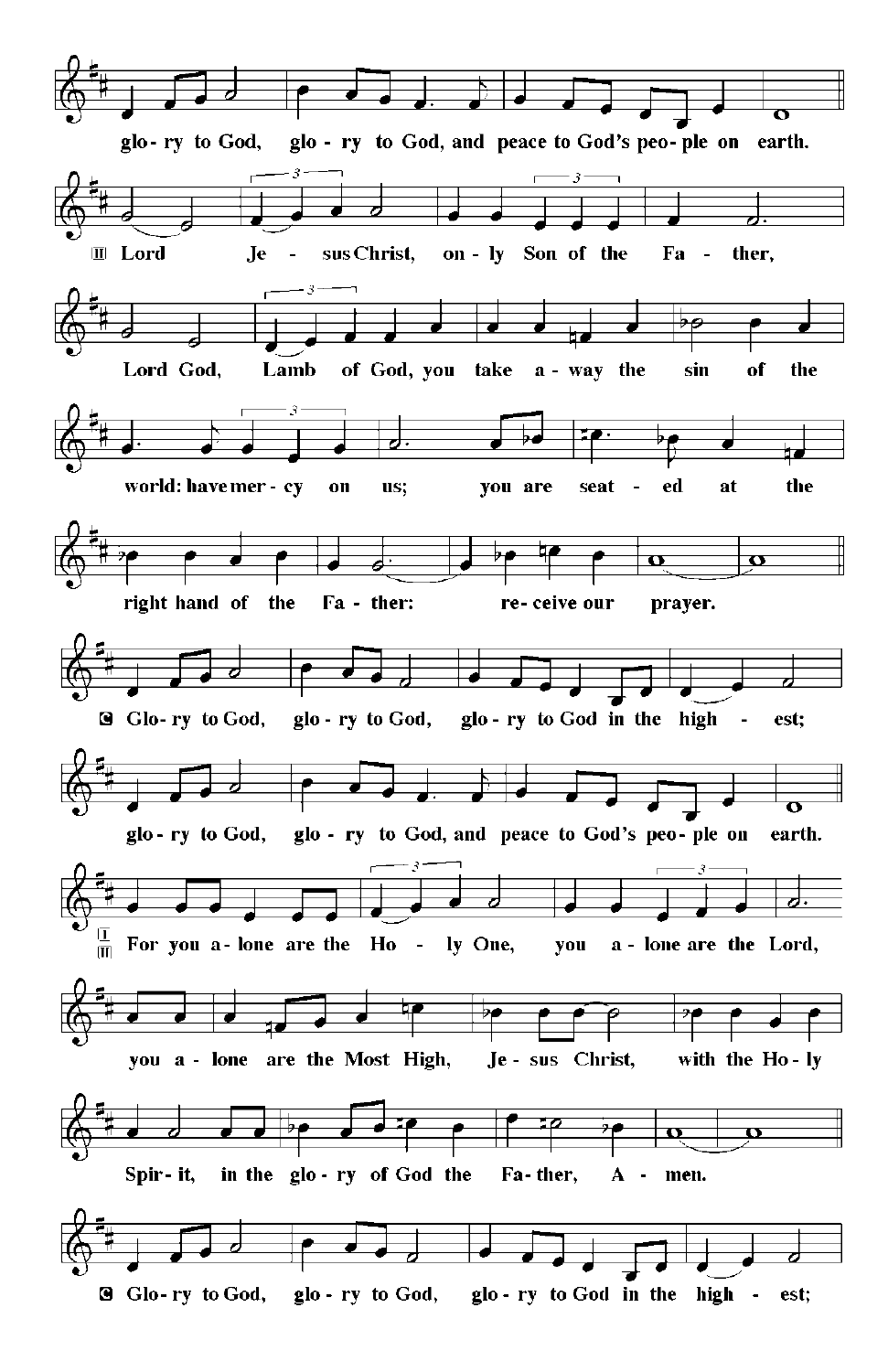glo- ry to God, glo - ry to God, and peace to God's peo- ple on earth.

II Lord Je - sus Christ, on - ly Son of the Fa - ther,

Lord God, Lamb of God, you take a - way the sin of the

world: have mer - cy on us; you are seat - ed at the

right hand of the Fa - ther: re- ceive our prayer.

C Glo- ry to God, glo - ry to God, glo - ry to God in the high - est;

glo- ry to God, glo - ry to God, and peace to God's peo- ple on earth.

I II For you a- lone are the Ho - ly One, you a - lone are the Lord,

you a - lone are the Most High, Je - sus Christ, with the Ho - ly

Spir- it, in the glo - ry of God the Fa- ther, A - men.

C Glo- ry to God, glo - ry to God, glo - ry to God in the high - est;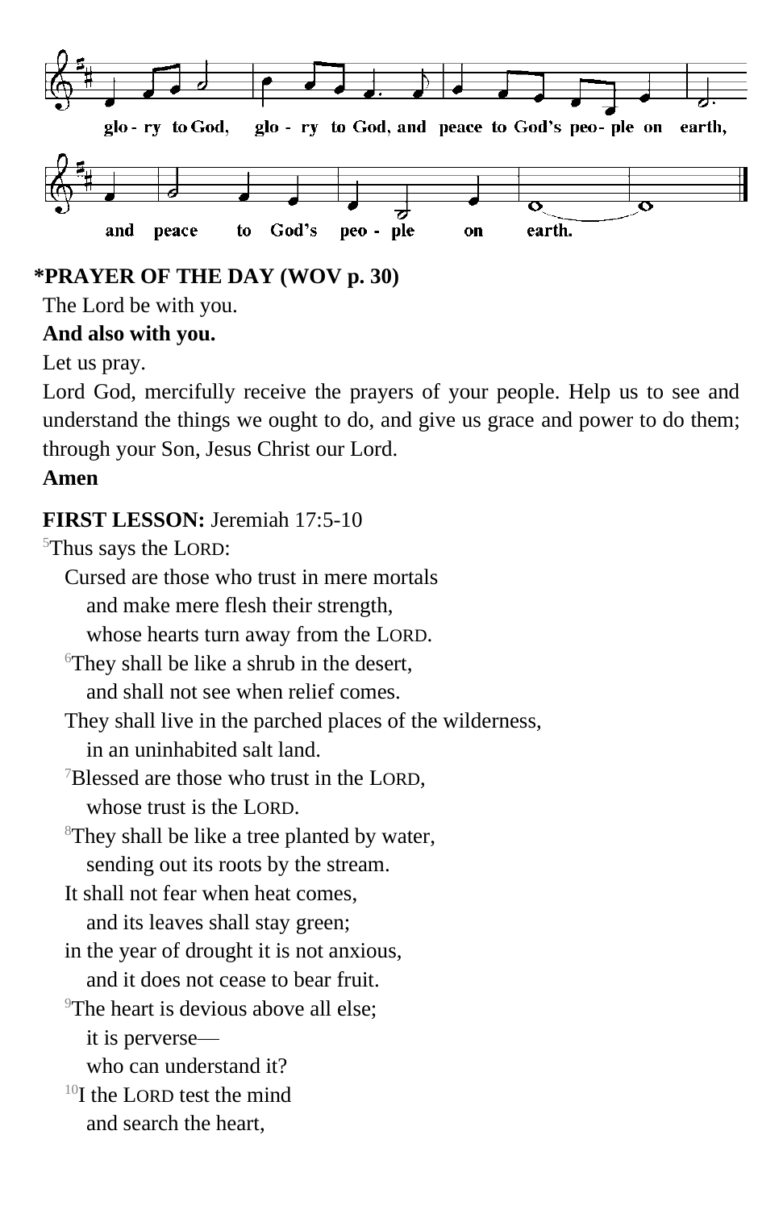glo - ry to God, glo - ry to God, and peace to God's peo - ple on earth,

and peace to God's peo - ple on earth.

**\*PRAYER OF THE DAY (WOV p. 30)**

The Lord be with you.

**And also with you.**

Let us pray.

Lord God, mercifully receive the prayers of your people. Help us to see and understand the things we ought to do, and give us grace and power to do them; through your Son, Jesus Christ our Lord.

**Amen**

**FIRST LESSON:** Jeremiah 17:5-10

5Thus says the LORD:
Cursed are those who trust in mere mortals
and make mere flesh their strength,
whose hearts turn away from the LORD.
6They shall be like a shrub in the desert,
and shall not see when relief comes.
They shall live in the parched places of the wilderness,
in an uninhabited salt land.
7Blessed are those who trust in the LORD,
whose trust is the LORD.
8They shall be like a tree planted by water,
sending out its roots by the stream.
It shall not fear when heat comes,
and its leaves shall stay green;
in the year of drought it is not anxious,
and it does not cease to bear fruit.
9The heart is devious above all else;
it is perverse—
who can understand it?
10I the LORD test the mind
and search the heart,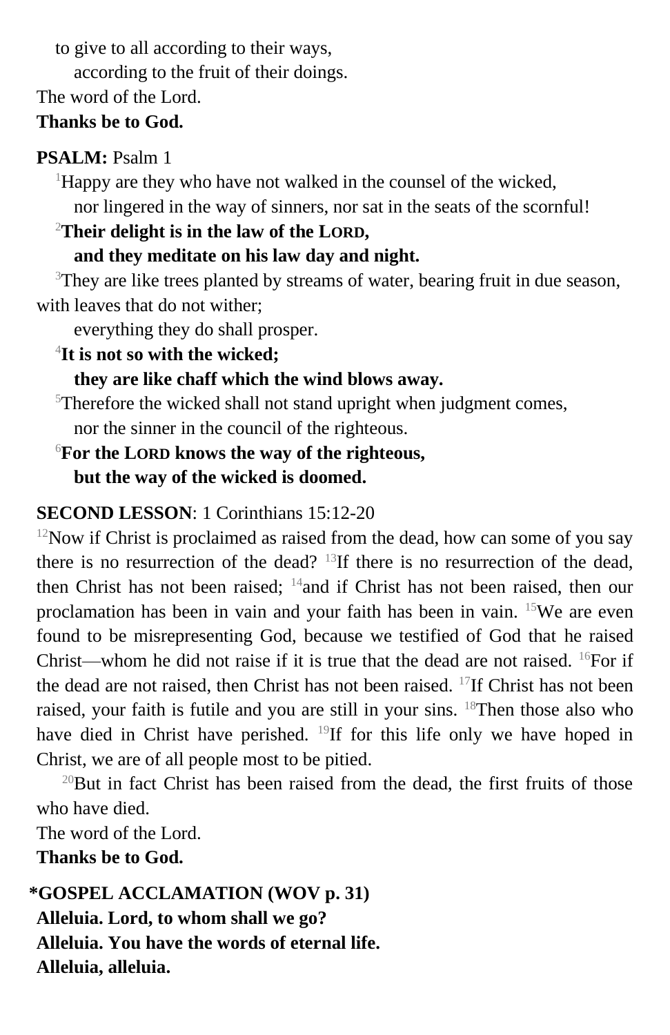to give to all according to their ways,
according to the fruit of their doings.
The word of the Lord.
**Thanks be to God.**

**PSALM:** Psalm 1

[1]Happy are they who have not walked in the counsel of the wicked,
nor lingered in the way of sinners, nor sat in the seats of the scornful!

[2]**Their delight is in the law of the LORD,**
**and they meditate on his law day and night.**

[3]They are like trees planted by streams of water, bearing fruit in due season, with leaves that do not wither;
everything they do shall prosper.

[4]**It is not so with the wicked;**
**they are like chaff which the wind blows away.**

[5]Therefore the wicked shall not stand upright when judgment comes,
nor the sinner in the council of the righteous.

[6]**For the LORD knows the way of the righteous,**
**but the way of the wicked is doomed.**

**SECOND LESSON**: 1 Corinthians 15:12-20

[12]Now if Christ is proclaimed as raised from the dead, how can some of you say there is no resurrection of the dead? [13]If there is no resurrection of the dead, then Christ has not been raised; [14]and if Christ has not been raised, then our proclamation has been in vain and your faith has been in vain. [15]We are even found to be misrepresenting God, because we testified of God that he raised Christ—whom he did not raise if it is true that the dead are not raised. [16]For if the dead are not raised, then Christ has not been raised. [17]If Christ has not been raised, your faith is futile and you are still in your sins. [18]Then those also who have died in Christ have perished. [19]If for this life only we have hoped in Christ, we are of all people most to be pitied.

[20]But in fact Christ has been raised from the dead, the first fruits of those who have died.

The word of the Lord.
**Thanks be to God.**

**\*GOSPEL ACCLAMATION (WOV p. 31)**
**Alleluia. Lord, to whom shall we go?**
**Alleluia. You have the words of eternal life.**
**Alleluia, alleluia.**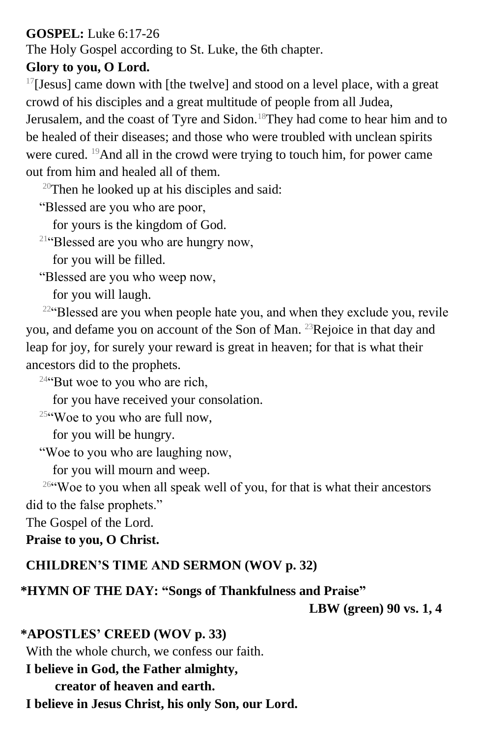**GOSPEL:** Luke 6:17-26

The Holy Gospel according to St. Luke, the 6th chapter.

**Glory to you, O Lord.**

[17][Jesus] came down with [the twelve] and stood on a level place, with a great crowd of his disciples and a great multitude of people from all Judea, Jerusalem, and the coast of Tyre and Sidon.[18]They had come to hear him and to be healed of their diseases; and those who were troubled with unclean spirits were cured. [19]And all in the crowd were trying to touch him, for power came out from him and healed all of them.

[20]Then he looked up at his disciples and said:

"Blessed are you who are poor,
for yours is the kingdom of God.

[21]"Blessed are you who are hungry now,
for you will be filled.

"Blessed are you who weep now,
for you will laugh.

[22]"Blessed are you when people hate you, and when they exclude you, revile you, and defame you on account of the Son of Man. [23]Rejoice in that day and leap for joy, for surely your reward is great in heaven; for that is what their ancestors did to the prophets.

[24]"But woe to you who are rich,
for you have received your consolation.

[25]"Woe to you who are full now,
for you will be hungry.

"Woe to you who are laughing now,
for you will mourn and weep.

[26]"Woe to you when all speak well of you, for that is what their ancestors did to the false prophets."

The Gospel of the Lord.

**Praise to you, O Christ.**

**CHILDREN'S TIME AND SERMON (WOV p. 32)**

**\*HYMN OF THE DAY: "Songs of Thankfulness and Praise"**
**LBW (green) 90 vs. 1, 4**

**\*APOSTLES' CREED (WOV p. 33)**

With the whole church, we confess our faith.

**I believe in God, the Father almighty,**
**creator of heaven and earth.**

**I believe in Jesus Christ, his only Son, our Lord.**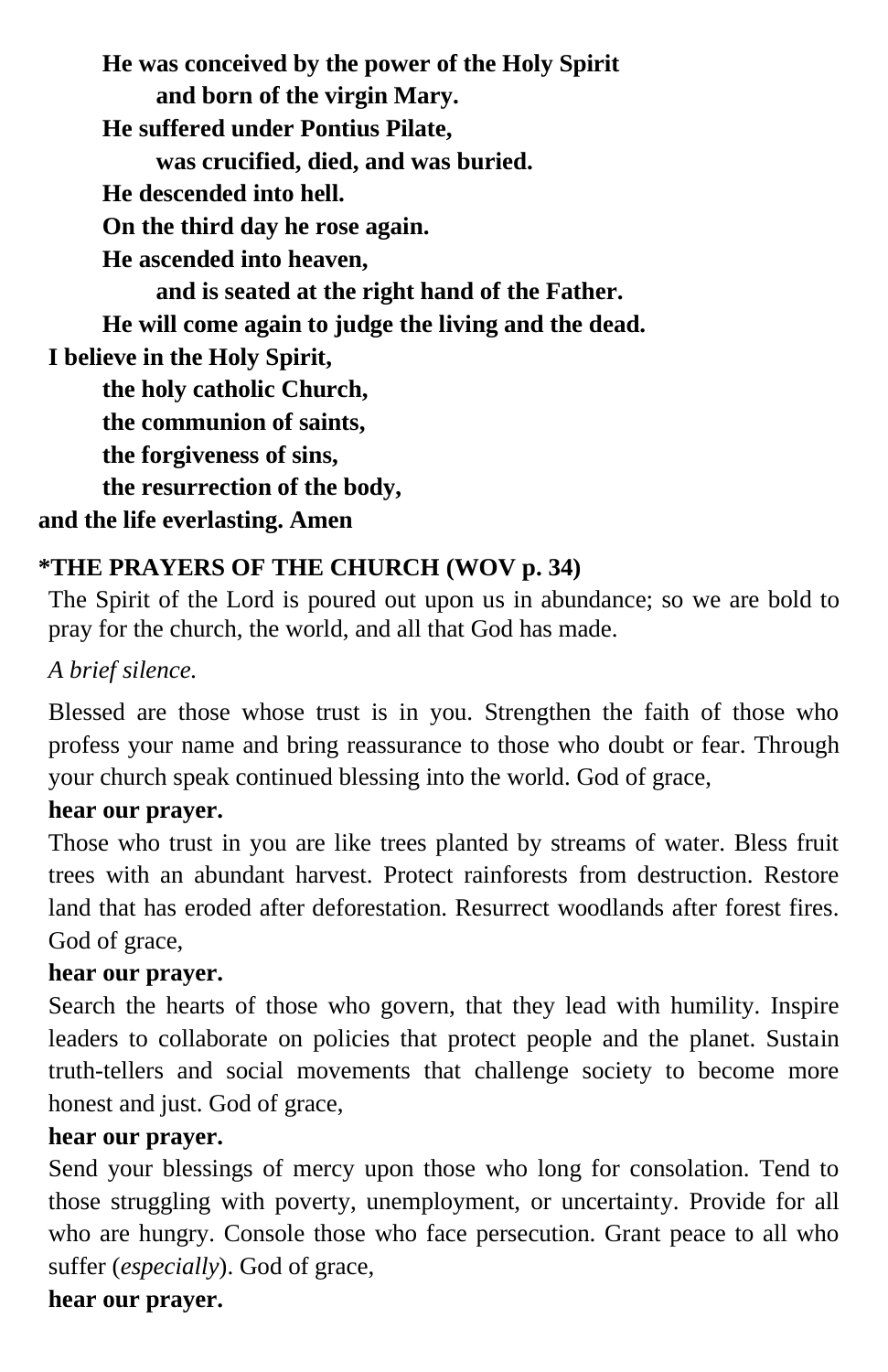**He was conceived by the power of the Holy Spirit**
**and born of the virgin Mary.**
**He suffered under Pontius Pilate,**
**was crucified, died, and was buried.**
**He descended into hell.**
**On the third day he rose again.**
**He ascended into heaven,**
**and is seated at the right hand of the Father.**
**He will come again to judge the living and the dead.**
**I believe in the Holy Spirit,**
**the holy catholic Church,**
**the communion of saints,**
**the forgiveness of sins,**
**the resurrection of the body,**
**and the life everlasting. Amen**

**\*THE PRAYERS OF THE CHURCH (WOV p. 34)**

The Spirit of the Lord is poured out upon us in abundance; so we are bold to pray for the church, the world, and all that God has made.

*A brief silence.*

Blessed are those whose trust is in you. Strengthen the faith of those who profess your name and bring reassurance to those who doubt or fear. Through your church speak continued blessing into the world. God of grace,
**hear our prayer.**

Those who trust in you are like trees planted by streams of water. Bless fruit trees with an abundant harvest. Protect rainforests from destruction. Restore land that has eroded after deforestation. Resurrect woodlands after forest fires. God of grace,
**hear our prayer.**

Search the hearts of those who govern, that they lead with humility. Inspire leaders to collaborate on policies that protect people and the planet. Sustain truth-tellers and social movements that challenge society to become more honest and just. God of grace,
**hear our prayer.**

Send your blessings of mercy upon those who long for consolation. Tend to those struggling with poverty, unemployment, or uncertainty. Provide for all who are hungry. Console those who face persecution. Grant peace to all who suffer (*especially*). God of grace,
**hear our prayer.**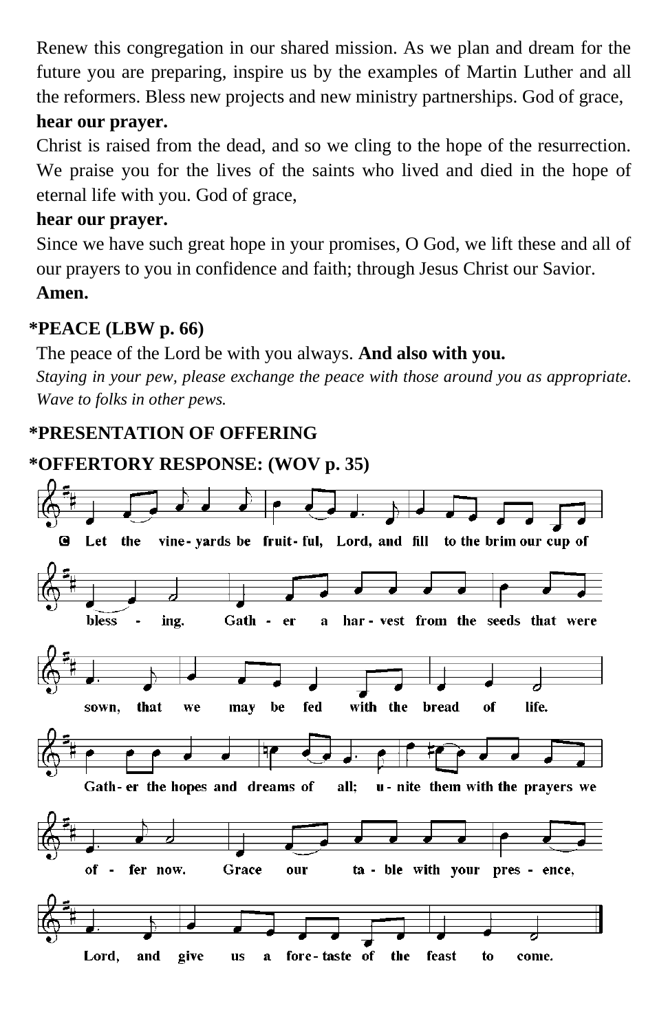Renew this congregation in our shared mission. As we plan and dream for the future you are preparing, inspire us by the examples of Martin Luther and all the reformers. Bless new projects and new ministry partnerships. God of grace,

**hear our prayer.**

Christ is raised from the dead, and so we cling to the hope of the resurrection. We praise you for the lives of the saints who lived and died in the hope of eternal life with you. God of grace,

**hear our prayer.**

Since we have such great hope in your promises, O God, we lift these and all of our prayers to you in confidence and faith; through Jesus Christ our Savior.

**Amen.**

**\*PEACE (LBW p. 66)**

The peace of the Lord be with you always. **And also with you.**

*Staying in your pew, please exchange the peace with those around you as appropriate. Wave to folks in other pews.*

**\*PRESENTATION OF OFFERING**

**\*OFFERTORY RESPONSE: (WOV p. 35)**

C Let the vine-yards be fruit-ful, Lord, and fill to the brim our cup of bless-ing. Gath-er a har-vest from the seeds that were sown, that we may be fed with the bread of life. Gath-er the hopes and dreams of all; u-nite them with the prayers we of-fer now. Grace our ta-ble with your pres-ence, Lord, and give us a fore-taste of the feast to come.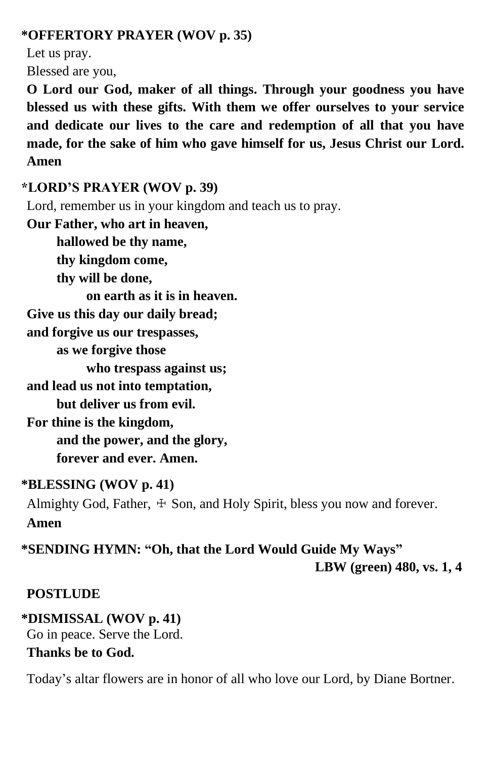**\*OFFERTORY PRAYER (WOV p. 35)**

Let us pray.

Blessed are you,

**O Lord our God, maker of all things. Through your goodness you have blessed us with these gifts. With them we offer ourselves to your service and dedicate our lives to the care and redemption of all that you have made, for the sake of him who gave himself for us, Jesus Christ our Lord. Amen**

**\*LORD'S PRAYER (WOV p. 39)**

Lord, remember us in your kingdom and teach us to pray.

**Our Father, who art in heaven,**
**hallowed be thy name,**
**thy kingdom come,**
**thy will be done,**
**on earth as it is in heaven.**
**Give us this day our daily bread;**
**and forgive us our trespasses,**
**as we forgive those**
**who trespass against us;**
**and lead us not into temptation,**
**but deliver us from evil.**
**For thine is the kingdom,**
**and the power, and the glory,**
**forever and ever. Amen.**

**\*BLESSING (WOV p. 41)**

Almighty God, Father, ☩ Son, and Holy Spirit, bless you now and forever.

**Amen**

**\*SENDING HYMN: "Oh, that the Lord Would Guide My Ways"**
**LBW (green) 480, vs. 1, 4**

**POSTLUDE**

**\*DISMISSAL (WOV p. 41)**

Go in peace. Serve the Lord.

**Thanks be to God.**

Today's altar flowers are in honor of all who love our Lord, by Diane Bortner.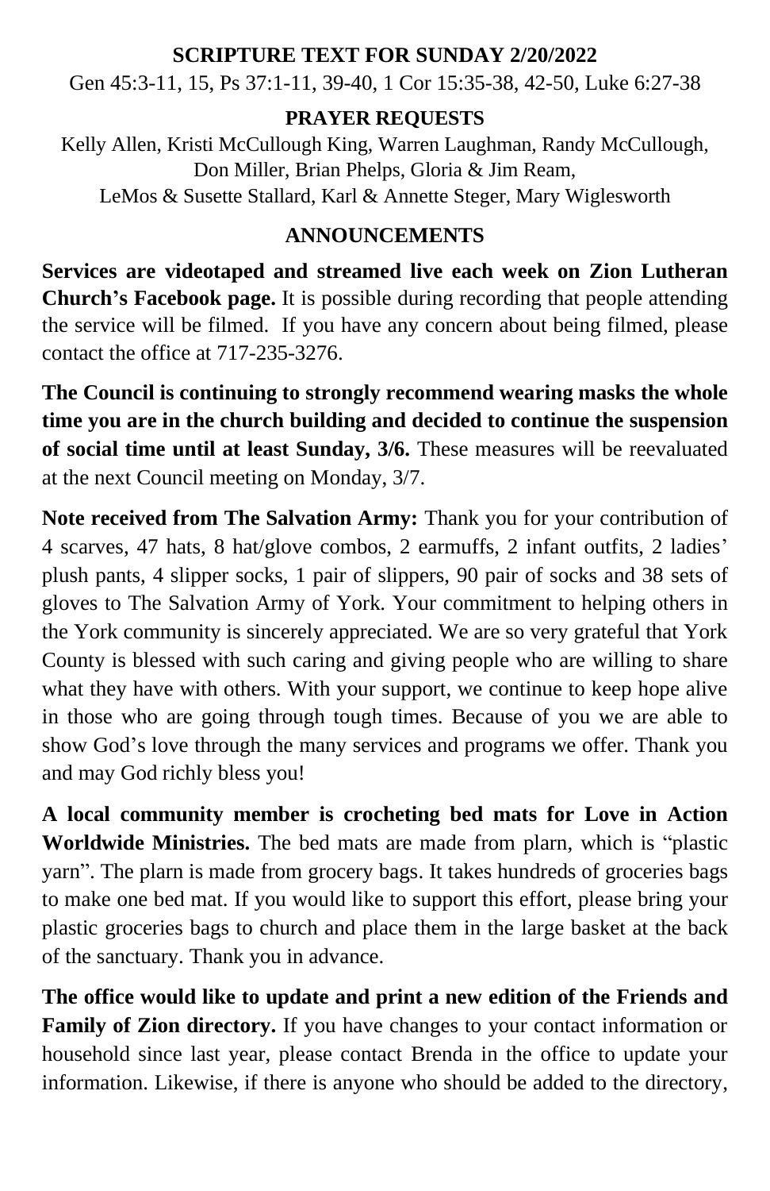**SCRIPTURE TEXT FOR SUNDAY 2/20/2022**

Gen 45:3-11, 15, Ps 37:1-11, 39-40, 1 Cor 15:35-38, 42-50, Luke 6:27-38

**PRAYER REQUESTS**

Kelly Allen, Kristi McCullough King, Warren Laughman, Randy McCullough, Don Miller, Brian Phelps, Gloria & Jim Ream, LeMos & Susette Stallard, Karl & Annette Steger, Mary Wiglesworth

**ANNOUNCEMENTS**

**Services are videotaped and streamed live each week on Zion Lutheran Church's Facebook page.** It is possible during recording that people attending the service will be filmed. If you have any concern about being filmed, please contact the office at 717-235-3276.

**The Council is continuing to strongly recommend wearing masks the whole time you are in the church building and decided to continue the suspension of social time until at least Sunday, 3/6.** These measures will be reevaluated at the next Council meeting on Monday, 3/7.

**Note received from The Salvation Army:** Thank you for your contribution of 4 scarves, 47 hats, 8 hat/glove combos, 2 earmuffs, 2 infant outfits, 2 ladies' plush pants, 4 slipper socks, 1 pair of slippers, 90 pair of socks and 38 sets of gloves to The Salvation Army of York. Your commitment to helping others in the York community is sincerely appreciated. We are so very grateful that York County is blessed with such caring and giving people who are willing to share what they have with others. With your support, we continue to keep hope alive in those who are going through tough times. Because of you we are able to show God's love through the many services and programs we offer. Thank you and may God richly bless you!

**A local community member is crocheting bed mats for Love in Action Worldwide Ministries.** The bed mats are made from plarn, which is "plastic yarn". The plarn is made from grocery bags. It takes hundreds of groceries bags to make one bed mat. If you would like to support this effort, please bring your plastic groceries bags to church and place them in the large basket at the back of the sanctuary. Thank you in advance.

**The office would like to update and print a new edition of the Friends and Family of Zion directory.** If you have changes to your contact information or household since last year, please contact Brenda in the office to update your information. Likewise, if there is anyone who should be added to the directory,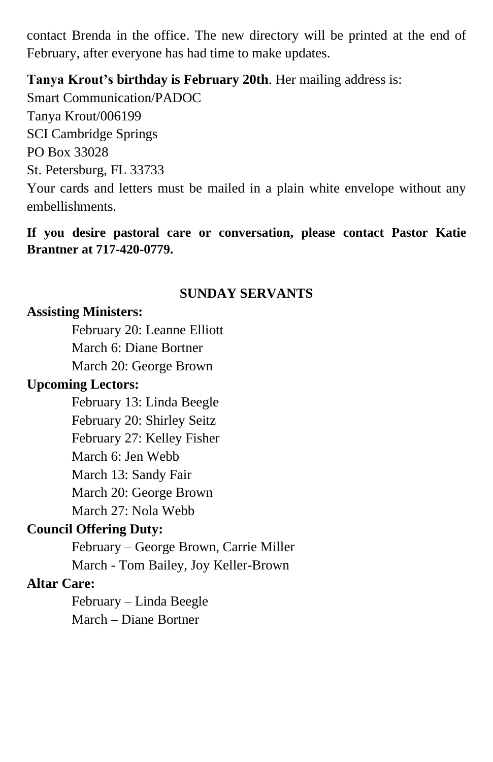contact Brenda in the office. The new directory will be printed at the end of February, after everyone has had time to make updates.

**Tanya Krout's birthday is February 20th**. Her mailing address is:
Smart Communication/PADOC
Tanya Krout/006199
SCI Cambridge Springs
PO Box 33028
St. Petersburg, FL 33733
Your cards and letters must be mailed in a plain white envelope without any embellishments.

**If you desire pastoral care or conversation, please contact Pastor Katie Brantner at 717-420-0779.**

## SUNDAY SERVANTS

**Assisting Ministers:**

- February 20: Leanne Elliott
- March 6: Diane Bortner
- March 20: George Brown

**Upcoming Lectors:**

- February 13: Linda Beegle
- February 20: Shirley Seitz
- February 27: Kelley Fisher
- March 6: Jen Webb
- March 13: Sandy Fair
- March 20: George Brown
- March 27: Nola Webb

**Council Offering Duty:**

- February – George Brown, Carrie Miller
- March - Tom Bailey, Joy Keller-Brown

**Altar Care:**

- February – Linda Beegle
- March – Diane Bortner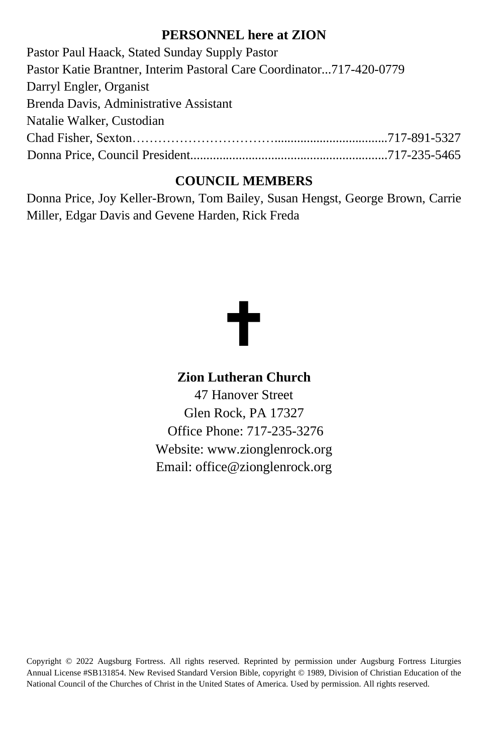## PERSONNEL here at ZION

Pastor Paul Haack, Stated Sunday Supply Pastor
Pastor Katie Brantner, Interim Pastoral Care Coordinator...717-420-0779
Darryl Engler, Organist
Brenda Davis, Administrative Assistant
Natalie Walker, Custodian
Chad Fisher, Sexton……………………………...................................717-891-5327
Donna Price, Council President............................................................717-235-5465

## COUNCIL MEMBERS

Donna Price, Joy Keller-Brown, Tom Bailey, Susan Hengst, George Brown, Carrie Miller, Edgar Davis and Gevene Harden, Rick Freda

✝

**Zion Lutheran Church**
47 Hanover Street
Glen Rock, PA 17327
Office Phone: 717-235-3276
Website: www.zionglenrock.org
Email: office@zionglenrock.org

Copyright © 2022 Augsburg Fortress. All rights reserved. Reprinted by permission under Augsburg Fortress Liturgies Annual License #SB131854. New Revised Standard Version Bible, copyright © 1989, Division of Christian Education of the National Council of the Churches of Christ in the United States of America. Used by permission. All rights reserved.